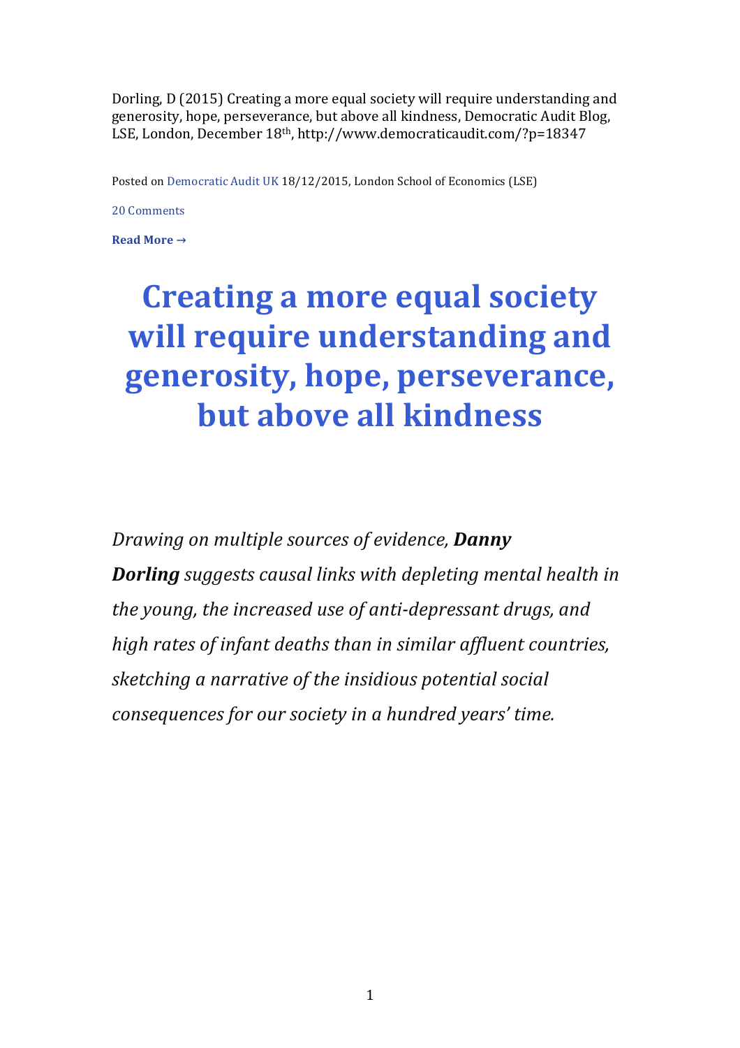Dorling, D (2015) Creating a more equal society will require understanding and generosity, hope, perseverance, but above all kindness, Democratic Audit Blog, LSE, London, December 18th, http://www.democraticaudit.com/?p=18347

Posted on Democratic Audit UK 18/12/2015, London School of Economics (LSE)

20 Comments

**Read More →**

# Creating a more equal society will require understanding and generosity, hope, perseverance, but above all kindness

*Drawing on multiple sources of evidence,* ***Danny Dorling*** *suggests causal links with depleting mental health in the young, the increased use of anti-depressant drugs, and high rates of infant deaths than in similar affluent countries, sketching a narrative of the insidious potential social consequences for our society in a hundred years' time.*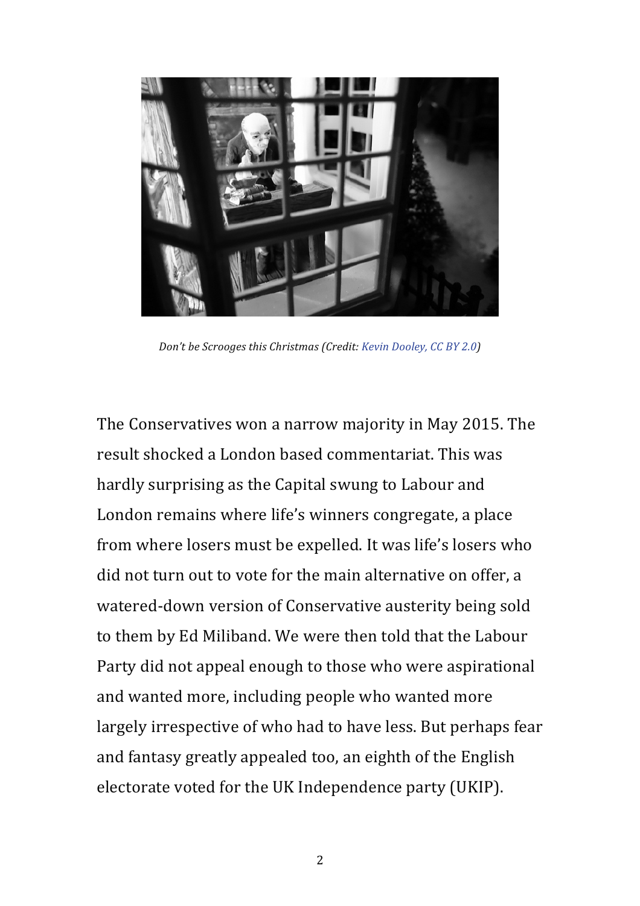*Don't be Scrooges this Christmas (Credit: Kevin Dooley, CC BY 2.0)*

The Conservatives won a narrow majority in May 2015. The result shocked a London based commentariat. This was hardly surprising as the Capital swung to Labour and London remains where life's winners congregate, a place from where losers must be expelled. It was life's losers who did not turn out to vote for the main alternative on offer, a watered-down version of Conservative austerity being sold to them by Ed Miliband. We were then told that the Labour Party did not appeal enough to those who were aspirational and wanted more, including people who wanted more largely irrespective of who had to have less. But perhaps fear and fantasy greatly appealed too, an eighth of the English electorate voted for the UK Independence party (UKIP).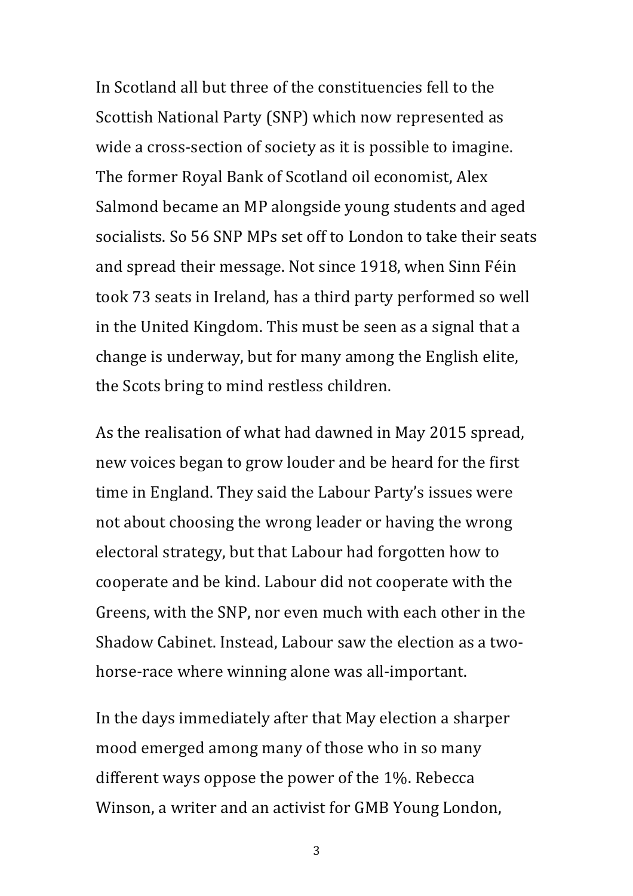In Scotland all but three of the constituencies fell to the Scottish National Party (SNP) which now represented as wide a cross-section of society as it is possible to imagine. The former Royal Bank of Scotland oil economist, Alex Salmond became an MP alongside young students and aged socialists. So 56 SNP MPs set off to London to take their seats and spread their message. Not since 1918, when Sinn Féin took 73 seats in Ireland, has a third party performed so well in the United Kingdom. This must be seen as a signal that a change is underway, but for many among the English elite, the Scots bring to mind restless children.

As the realisation of what had dawned in May 2015 spread, new voices began to grow louder and be heard for the first time in England. They said the Labour Party's issues were not about choosing the wrong leader or having the wrong electoral strategy, but that Labour had forgotten how to cooperate and be kind. Labour did not cooperate with the Greens, with the SNP, nor even much with each other in the Shadow Cabinet. Instead, Labour saw the election as a two-horse-race where winning alone was all-important.

In the days immediately after that May election a sharper mood emerged among many of those who in so many different ways oppose the power of the 1%. Rebecca Winson, a writer and an activist for GMB Young London,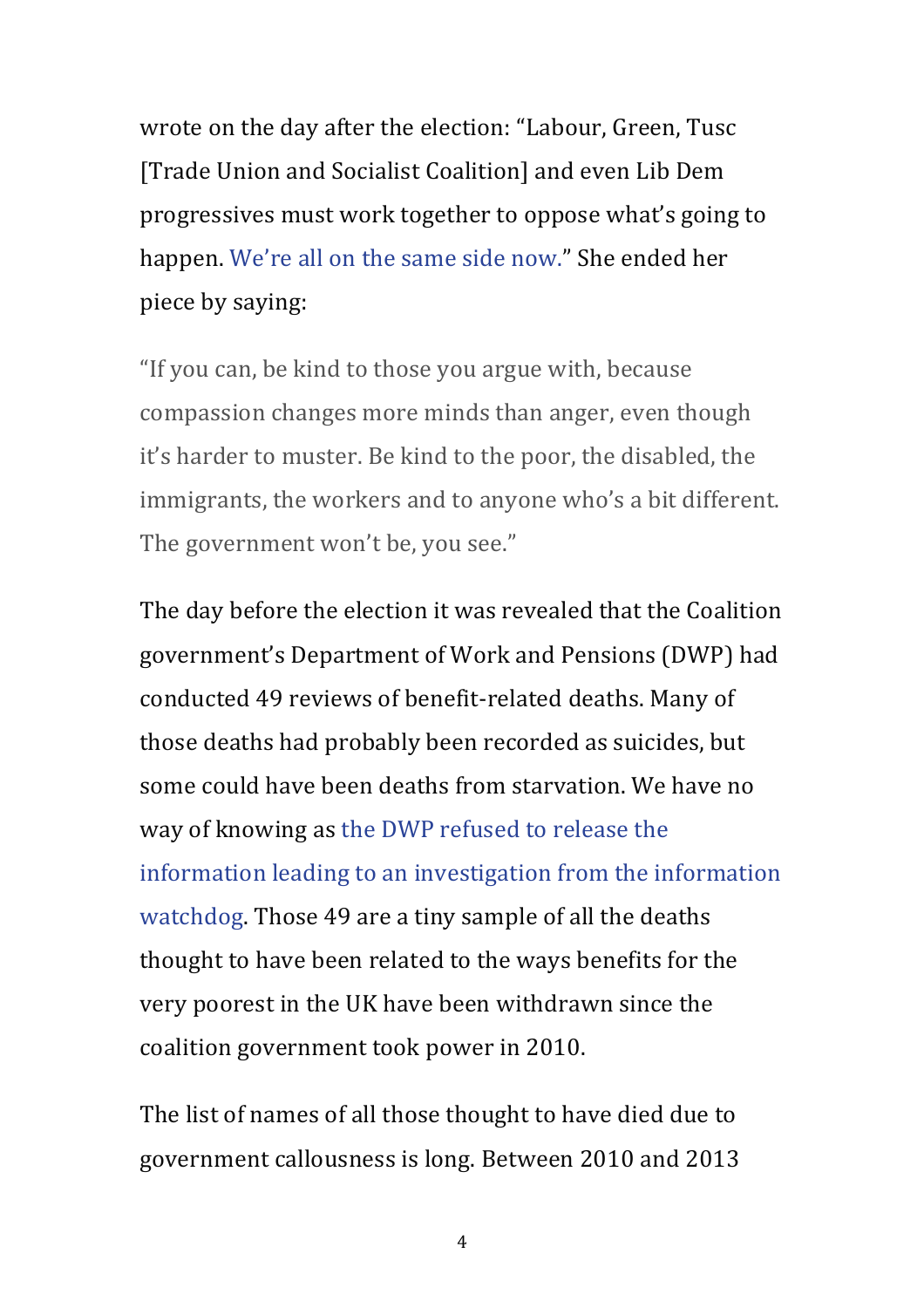wrote on the day after the election: "Labour, Green, Tusc [Trade Union and Socialist Coalition] and even Lib Dem progressives must work together to oppose what's going to happen. We're all on the same side now." She ended her piece by saying:

> "If you can, be kind to those you argue with, because compassion changes more minds than anger, even though it's harder to muster. Be kind to the poor, the disabled, the immigrants, the workers and to anyone who's a bit different. The government won't be, you see."

The day before the election it was revealed that the Coalition government's Department of Work and Pensions (DWP) had conducted 49 reviews of benefit-related deaths. Many of those deaths had probably been recorded as suicides, but some could have been deaths from starvation. We have no way of knowing as the DWP refused to release the information leading to an investigation from the information watchdog. Those 49 are a tiny sample of all the deaths thought to have been related to the ways benefits for the very poorest in the UK have been withdrawn since the coalition government took power in 2010.

The list of names of all those thought to have died due to government callousness is long. Between 2010 and 2013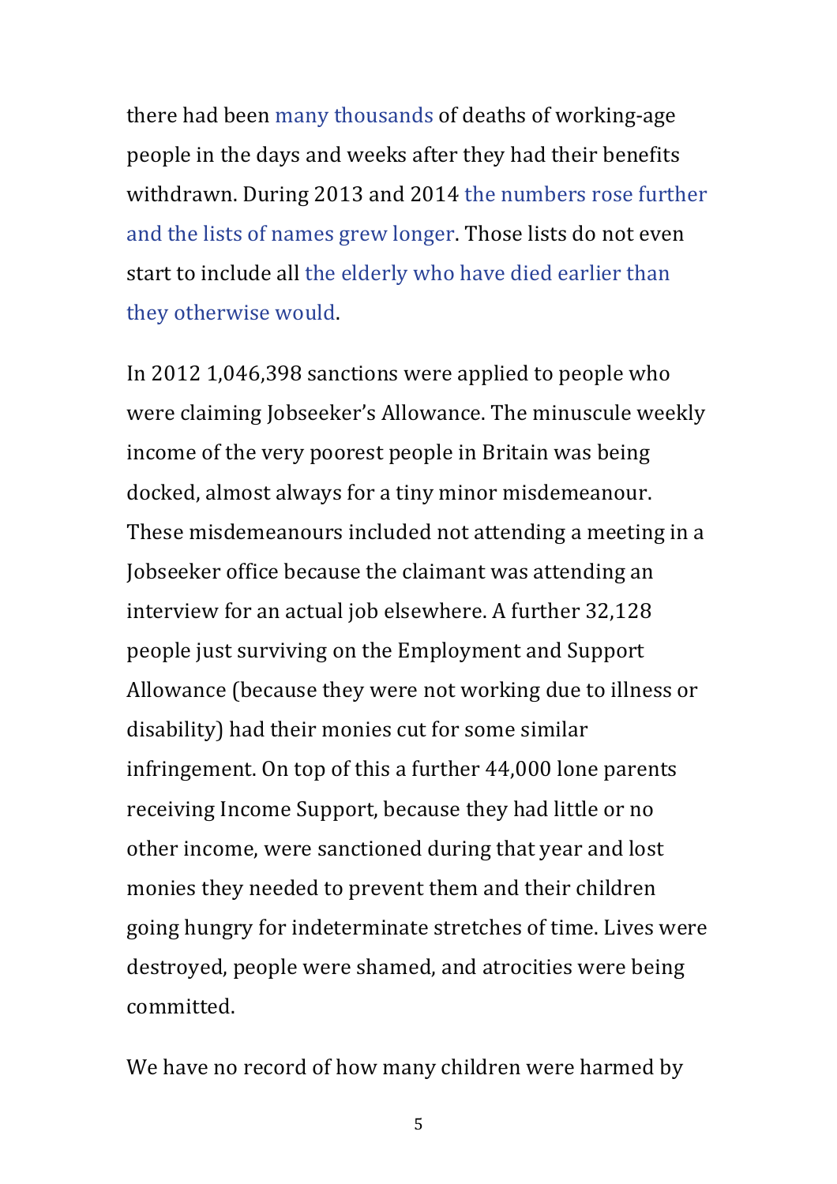there had been many thousands of deaths of working-age people in the days and weeks after they had their benefits withdrawn. During 2013 and 2014 the numbers rose further and the lists of names grew longer. Those lists do not even start to include all the elderly who have died earlier than they otherwise would.

In 2012 1,046,398 sanctions were applied to people who were claiming Jobseeker's Allowance. The minuscule weekly income of the very poorest people in Britain was being docked, almost always for a tiny minor misdemeanour. These misdemeanours included not attending a meeting in a Jobseeker office because the claimant was attending an interview for an actual job elsewhere. A further 32,128 people just surviving on the Employment and Support Allowance (because they were not working due to illness or disability) had their monies cut for some similar infringement. On top of this a further 44,000 lone parents receiving Income Support, because they had little or no other income, were sanctioned during that year and lost monies they needed to prevent them and their children going hungry for indeterminate stretches of time. Lives were destroyed, people were shamed, and atrocities were being committed.

We have no record of how many children were harmed by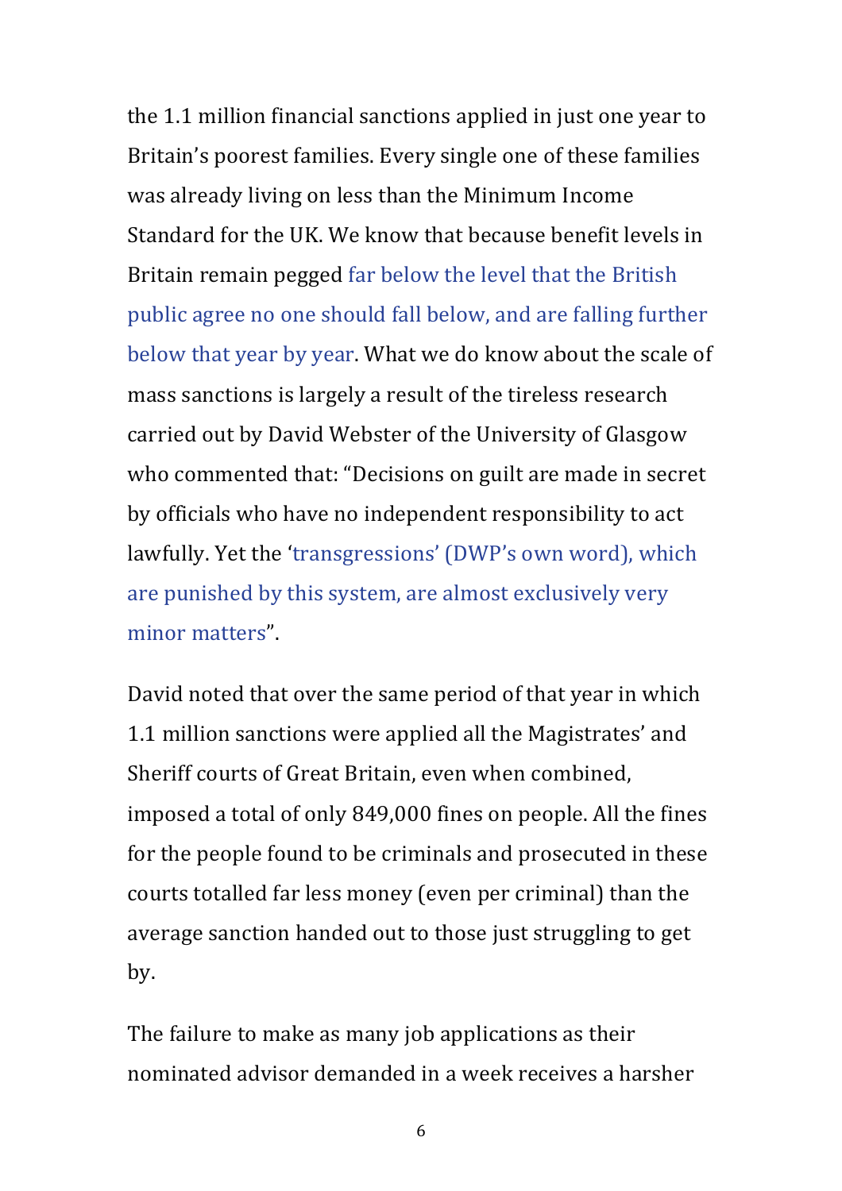the 1.1 million financial sanctions applied in just one year to Britain's poorest families. Every single one of these families was already living on less than the Minimum Income Standard for the UK. We know that because benefit levels in Britain remain pegged far below the level that the British public agree no one should fall below, and are falling further below that year by year. What we do know about the scale of mass sanctions is largely a result of the tireless research carried out by David Webster of the University of Glasgow who commented that: "Decisions on guilt are made in secret by officials who have no independent responsibility to act lawfully. Yet the 'transgressions' (DWP's own word), which are punished by this system, are almost exclusively very minor matters".

David noted that over the same period of that year in which 1.1 million sanctions were applied all the Magistrates' and Sheriff courts of Great Britain, even when combined, imposed a total of only 849,000 fines on people. All the fines for the people found to be criminals and prosecuted in these courts totalled far less money (even per criminal) than the average sanction handed out to those just struggling to get by.

The failure to make as many job applications as their nominated advisor demanded in a week receives a harsher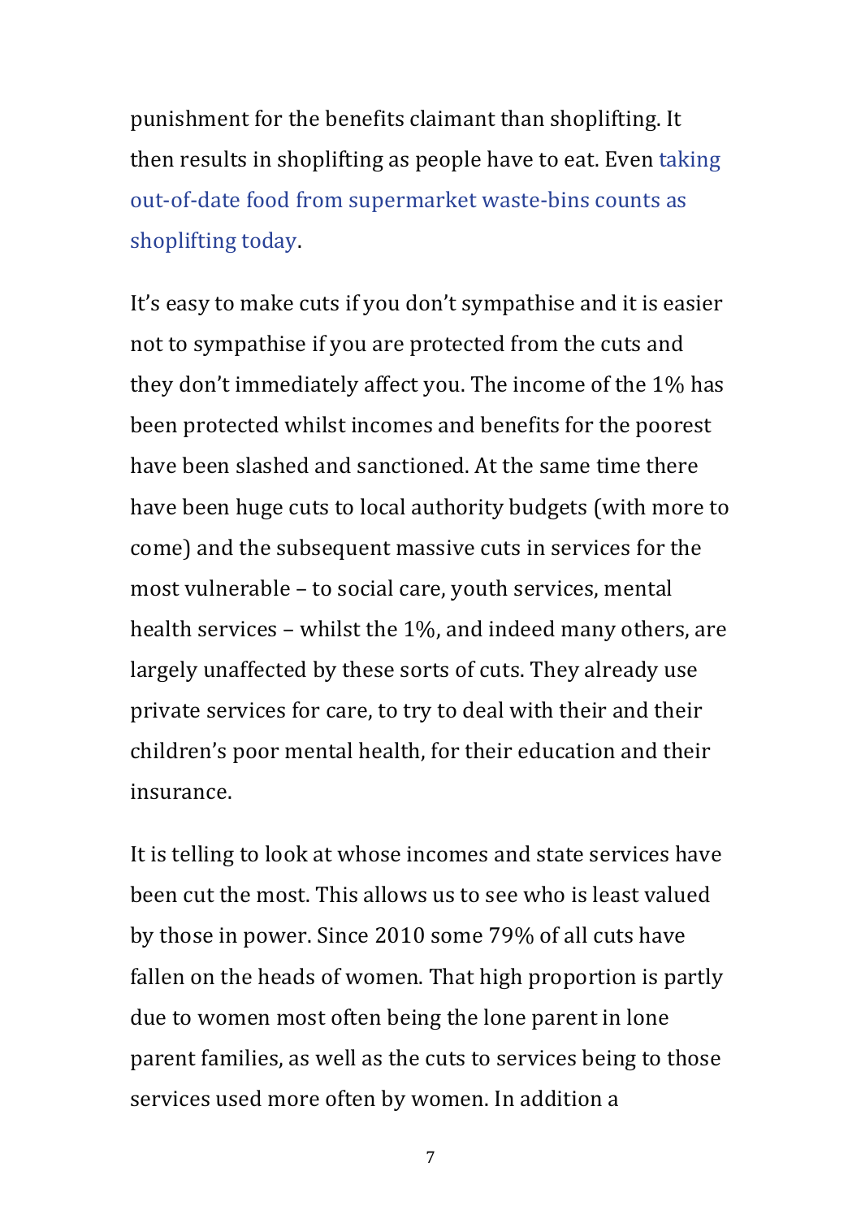punishment for the benefits claimant than shoplifting. It then results in shoplifting as people have to eat. Even taking out-of-date food from supermarket waste-bins counts as shoplifting today.

It's easy to make cuts if you don't sympathise and it is easier not to sympathise if you are protected from the cuts and they don't immediately affect you. The income of the 1% has been protected whilst incomes and benefits for the poorest have been slashed and sanctioned. At the same time there have been huge cuts to local authority budgets (with more to come) and the subsequent massive cuts in services for the most vulnerable – to social care, youth services, mental health services – whilst the 1%, and indeed many others, are largely unaffected by these sorts of cuts. They already use private services for care, to try to deal with their and their children's poor mental health, for their education and their insurance.

It is telling to look at whose incomes and state services have been cut the most. This allows us to see who is least valued by those in power. Since 2010 some 79% of all cuts have fallen on the heads of women. That high proportion is partly due to women most often being the lone parent in lone parent families, as well as the cuts to services being to those services used more often by women. In addition a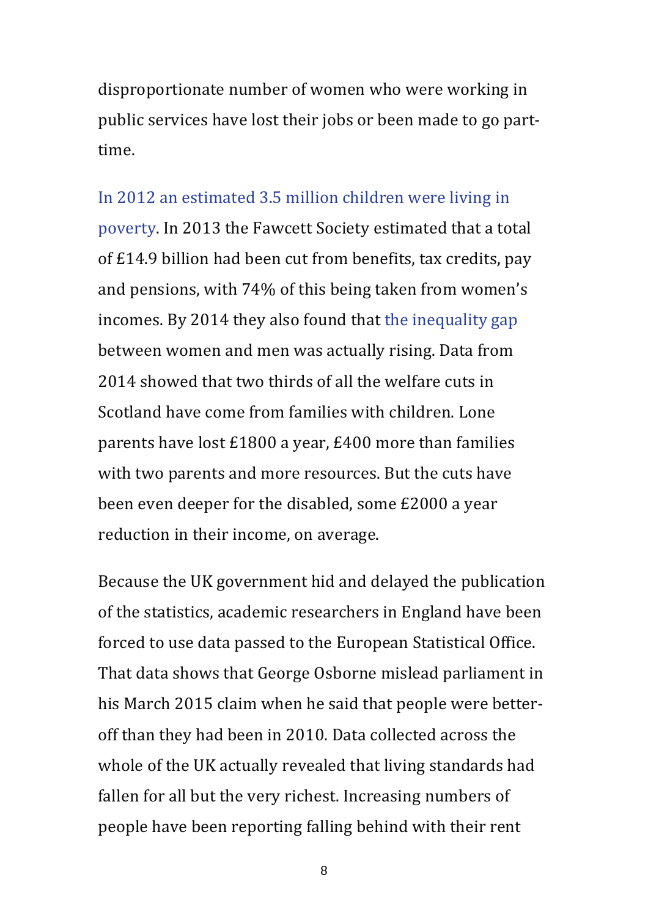disproportionate number of women who were working in public services have lost their jobs or been made to go part-time.

In 2012 an estimated 3.5 million children were living in poverty. In 2013 the Fawcett Society estimated that a total of £14.9 billion had been cut from benefits, tax credits, pay and pensions, with 74% of this being taken from women's incomes. By 2014 they also found that the inequality gap between women and men was actually rising. Data from 2014 showed that two thirds of all the welfare cuts in Scotland have come from families with children. Lone parents have lost £1800 a year, £400 more than families with two parents and more resources. But the cuts have been even deeper for the disabled, some £2000 a year reduction in their income, on average.

Because the UK government hid and delayed the publication of the statistics, academic researchers in England have been forced to use data passed to the European Statistical Office. That data shows that George Osborne mislead parliament in his March 2015 claim when he said that people were better-off than they had been in 2010. Data collected across the whole of the UK actually revealed that living standards had fallen for all but the very richest. Increasing numbers of people have been reporting falling behind with their rent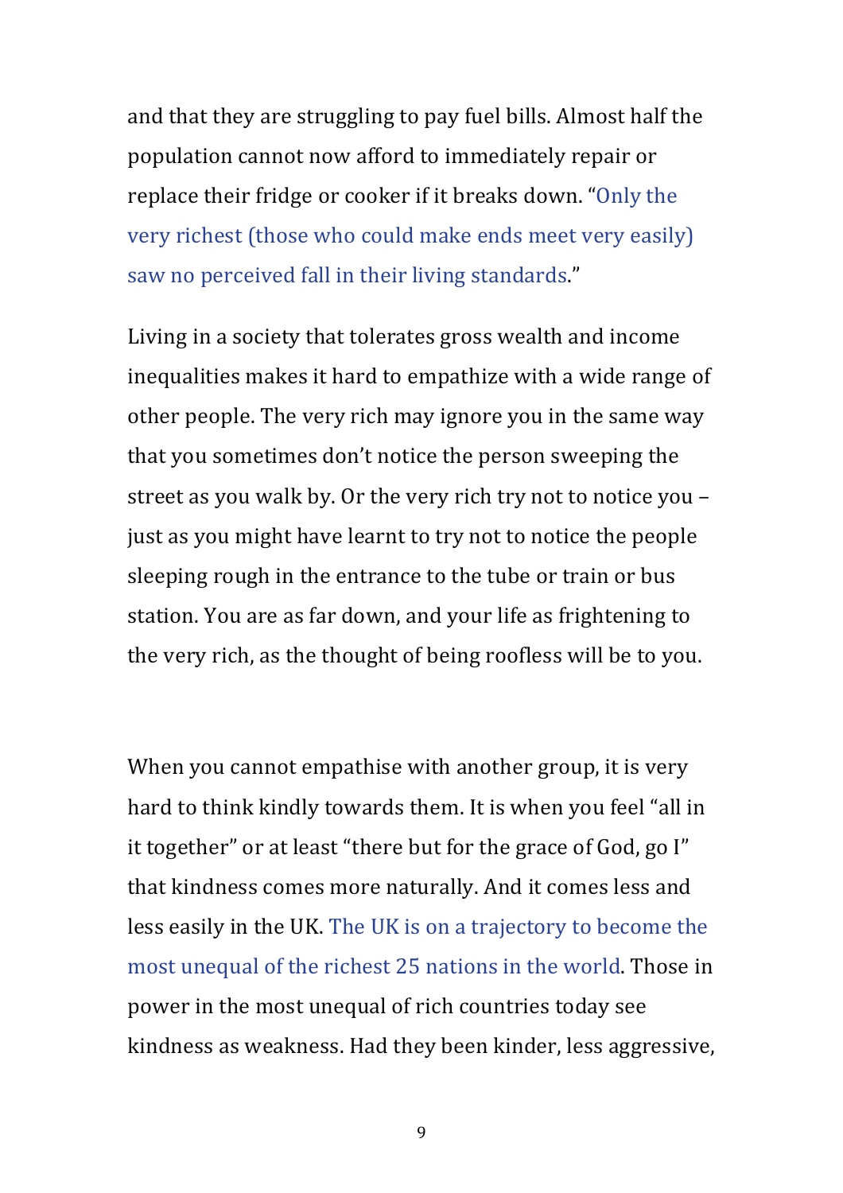and that they are struggling to pay fuel bills. Almost half the population cannot now afford to immediately repair or replace their fridge or cooker if it breaks down. "Only the very richest (those who could make ends meet very easily) saw no perceived fall in their living standards."

Living in a society that tolerates gross wealth and income inequalities makes it hard to empathize with a wide range of other people. The very rich may ignore you in the same way that you sometimes don't notice the person sweeping the street as you walk by. Or the very rich try not to notice you – just as you might have learnt to try not to notice the people sleeping rough in the entrance to the tube or train or bus station. You are as far down, and your life as frightening to the very rich, as the thought of being roofless will be to you.

When you cannot empathise with another group, it is very hard to think kindly towards them. It is when you feel "all in it together" or at least "there but for the grace of God, go I" that kindness comes more naturally. And it comes less and less easily in the UK. The UK is on a trajectory to become the most unequal of the richest 25 nations in the world. Those in power in the most unequal of rich countries today see kindness as weakness. Had they been kinder, less aggressive,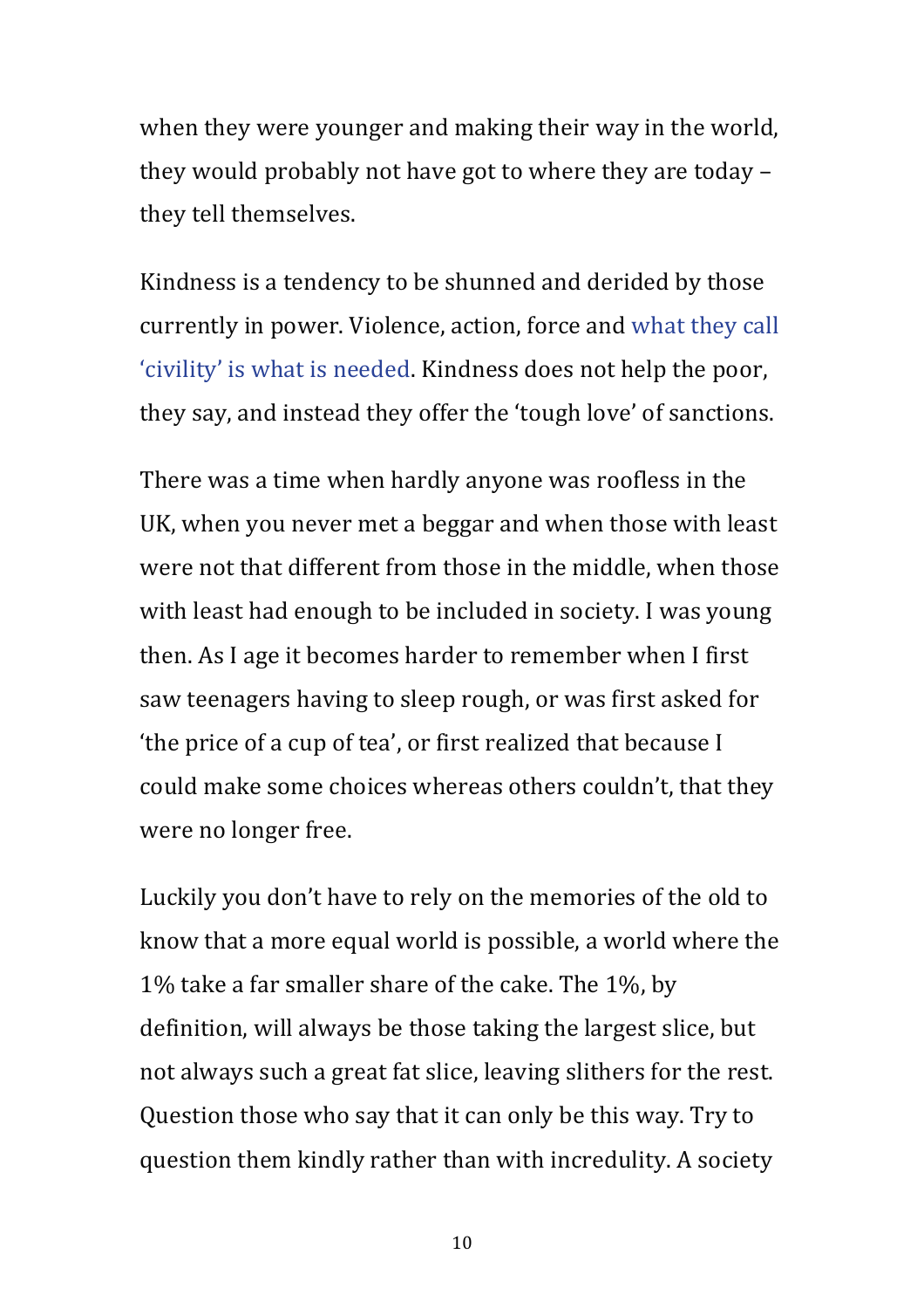when they were younger and making their way in the world, they would probably not have got to where they are today – they tell themselves.

Kindness is a tendency to be shunned and derided by those currently in power. Violence, action, force and what they call 'civility' is what is needed. Kindness does not help the poor, they say, and instead they offer the 'tough love' of sanctions.

There was a time when hardly anyone was roofless in the UK, when you never met a beggar and when those with least were not that different from those in the middle, when those with least had enough to be included in society. I was young then. As I age it becomes harder to remember when I first saw teenagers having to sleep rough, or was first asked for 'the price of a cup of tea', or first realized that because I could make some choices whereas others couldn't, that they were no longer free.

Luckily you don't have to rely on the memories of the old to know that a more equal world is possible, a world where the 1% take a far smaller share of the cake. The 1%, by definition, will always be those taking the largest slice, but not always such a great fat slice, leaving slithers for the rest. Question those who say that it can only be this way. Try to question them kindly rather than with incredulity. A society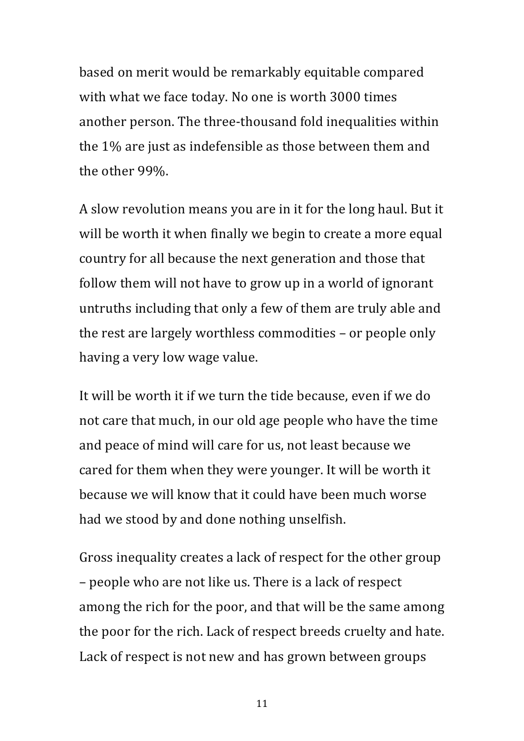based on merit would be remarkably equitable compared with what we face today. No one is worth 3000 times another person. The three-thousand fold inequalities within the 1% are just as indefensible as those between them and the other 99%.

A slow revolution means you are in it for the long haul. But it will be worth it when finally we begin to create a more equal country for all because the next generation and those that follow them will not have to grow up in a world of ignorant untruths including that only a few of them are truly able and the rest are largely worthless commodities – or people only having a very low wage value.

It will be worth it if we turn the tide because, even if we do not care that much, in our old age people who have the time and peace of mind will care for us, not least because we cared for them when they were younger. It will be worth it because we will know that it could have been much worse had we stood by and done nothing unselfish.

Gross inequality creates a lack of respect for the other group – people who are not like us. There is a lack of respect among the rich for the poor, and that will be the same among the poor for the rich. Lack of respect breeds cruelty and hate. Lack of respect is not new and has grown between groups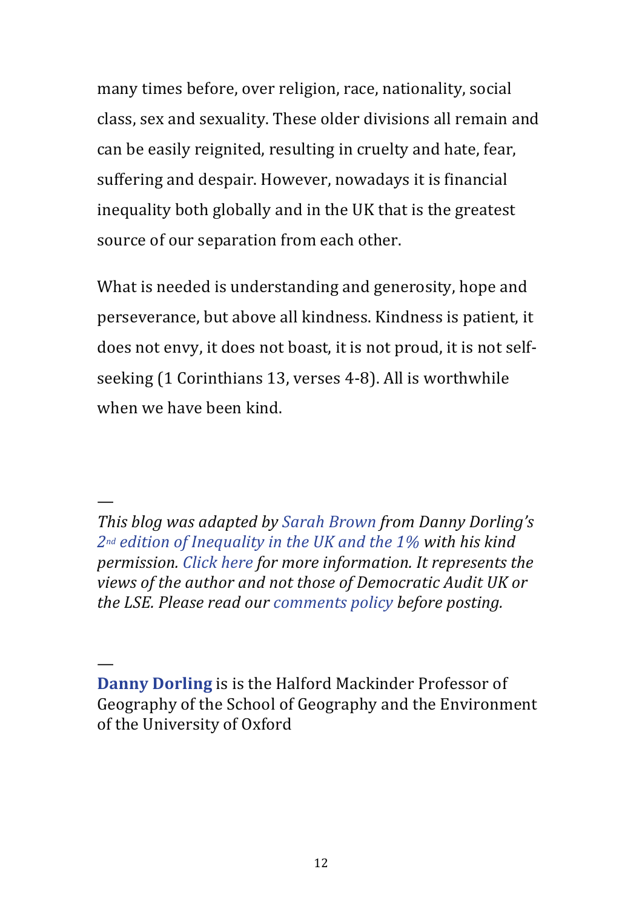many times before, over religion, race, nationality, social class, sex and sexuality. These older divisions all remain and can be easily reignited, resulting in cruelty and hate, fear, suffering and despair. However, nowadays it is financial inequality both globally and in the UK that is the greatest source of our separation from each other.

What is needed is understanding and generosity, hope and perseverance, but above all kindness. Kindness is patient, it does not envy, it does not boast, it is not proud, it is not self-seeking (1 Corinthians 13, verses 4-8). All is worthwhile when we have been kind.

—

*This blog was adapted by Sarah Brown from Danny Dorling's 2nd edition of Inequality in the UK and the 1% with his kind permission. Click here for more information. It represents the views of the author and not those of Democratic Audit UK or the LSE. Please read our comments policy before posting.*

—

**Danny Dorling** is is the Halford Mackinder Professor of Geography of the School of Geography and the Environment of the University of Oxford